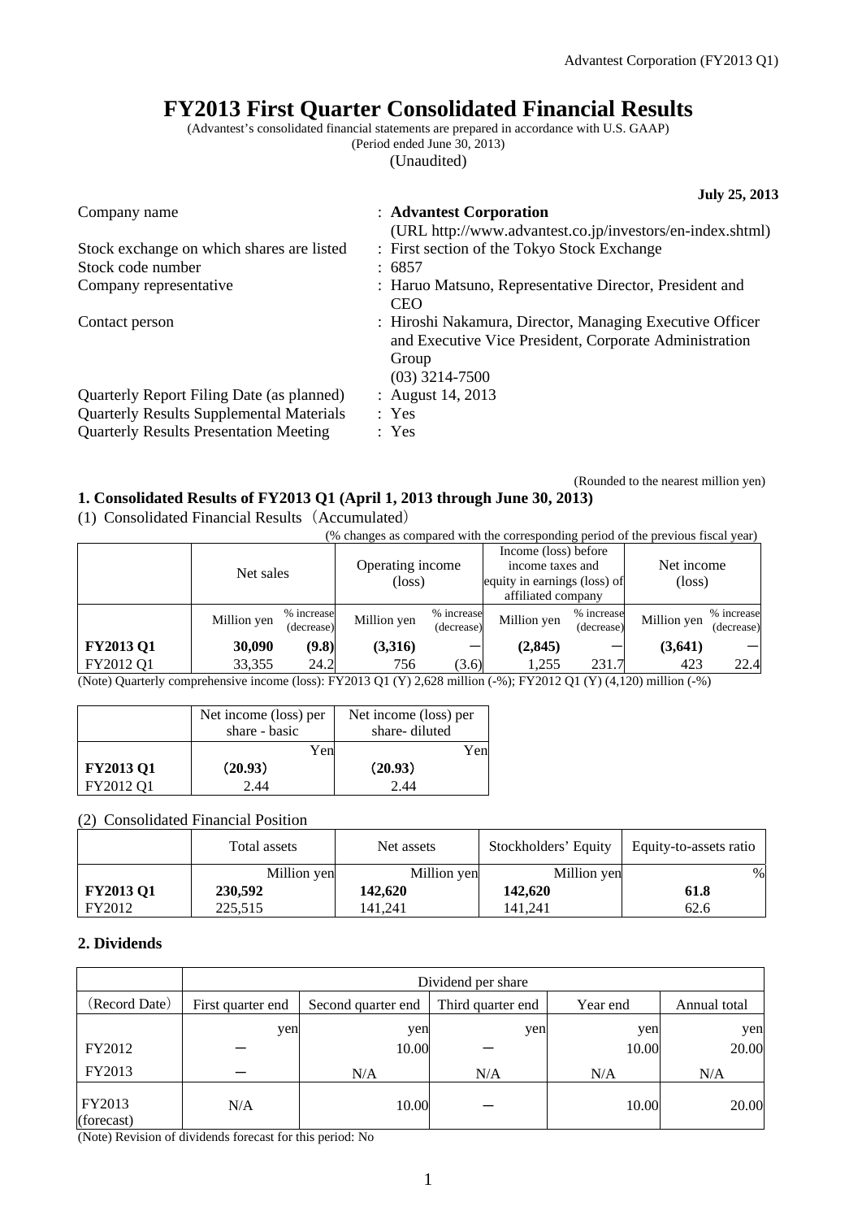# FY2013 First Quarter Consolidated Financial Results

(Advantest's consolidated financial statements are prepared in accordance with U.S. GAAP)
(Period ended June 30, 2013)
(Unaudited)

**July 25, 2013**

| | |
|---|---|
| Company name | : **Advantest Corporation** (URL http://www.advantest.co.jp/investors/en-index.shtml) |
| Stock exchange on which shares are listed | : First section of the Tokyo Stock Exchange |
| Stock code number | : 6857 |
| Company representative | : Haruo Matsuno, Representative Director, President and CEO |
| Contact person | : Hiroshi Nakamura, Director, Managing Executive Officer and Executive Vice President, Corporate Administration Group (03) 3214-7500 |
| Quarterly Report Filing Date (as planned) | : August 14, 2013 |
| Quarterly Results Supplemental Materials | : Yes |
| Quarterly Results Presentation Meeting | : Yes |

(Rounded to the nearest million yen)

## 1. Consolidated Results of FY2013 Q1 (April 1, 2013 through June 30, 2013)

(1) Consolidated Financial Results（Accumulated）

(% changes as compared with the corresponding period of the previous fiscal year)

| | Net sales | | Operating income (loss) | | Income (loss) before income taxes and equity in earnings (loss) of affiliated company | | Net income (loss) | |
|---|---|---|---|---|---|---|---|---|
| | Million yen | % increase (decrease) | Million yen | % increase (decrease) | Million yen | % increase (decrease) | Million yen | % increase (decrease) |
| **FY2013 Q1** | **30,090** | **(9.8)** | **(3,316)** | **－** | **(2,845)** | **－** | **(3,641)** | **－** |
| FY2012 Q1 | 33,355 | 24.2 | 756 | (3.6) | 1,255 | 231.7 | 423 | 22.4 |

(Note) Quarterly comprehensive income (loss): FY2013 Q1 (Y) 2,628 million (-%); FY2012 Q1 (Y) (4,120) million (-%)

| | Net income (loss) per share - basic | Net income (loss) per share- diluted |
|---|---|---|
| | Yen | Yen |
| **FY2013 Q1** | **(20.93)** | **(20.93)** |
| FY2012 Q1 | 2.44 | 2.44 |

(2) Consolidated Financial Position

| | Total assets | Net assets | Stockholders' Equity | Equity-to-assets ratio |
|---|---|---|---|---|
| | Million yen | Million yen | Million yen | % |
| **FY2013 Q1** | **230,592** | **142,620** | **142,620** | **61.8** |
| FY2012 | 225,515 | 141,241 | 141,241 | 62.6 |

## 2. Dividends

| | Dividend per share | | | | |
|---|---|---|---|---|---|
| (Record Date) | First quarter end | Second quarter end | Third quarter end | Year end | Annual total |
| | yen | yen | yen | yen | yen |
| FY2012 | － | 10.00 | － | 10.00 | 20.00 |
| FY2013 | － | N/A | N/A | N/A | N/A |
| FY2013 (forecast) | N/A | 10.00 | － | 10.00 | 20.00 |

(Note) Revision of dividends forecast for this period: No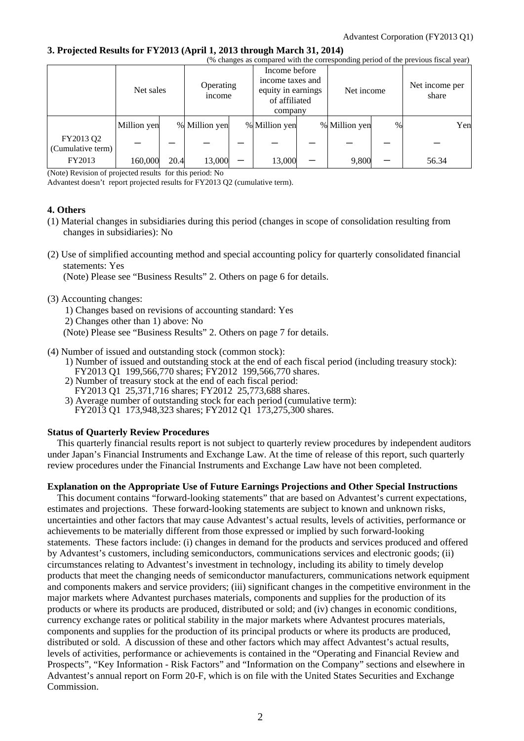### 3. Projected Results for FY2013 (April 1, 2013 through March 31, 2014)

(% changes as compared with the corresponding period of the previous fiscal year)

| | Net sales | | Operating income | | Income before income taxes and equity in earnings of affiliated company | | Net income | | Net income per share |
|---|---|---|---|---|---|---|---|---|---|
| | Million yen | % | Million yen | % | Million yen | % | Million yen | % | Yen |
| FY2013 Q2 (Cumulative term) | ― | ― | ― | ― | ― | ― | ― | ― | ― |
| FY2013 | 160,000 | 20.4 | 13,000 | ― | 13,000 | ― | 9,800 | ― | 56.34 |

(Note) Revision of projected results for this period: No
Advantest doesn't report projected results for FY2013 Q2 (cumulative term).

### 4. Others

(1) Material changes in subsidiaries during this period (changes in scope of consolidation resulting from changes in subsidiaries): No

(2) Use of simplified accounting method and special accounting policy for quarterly consolidated financial statements: Yes
(Note) Please see "Business Results" 2. Others on page 6 for details.

(3) Accounting changes:
1) Changes based on revisions of accounting standard: Yes
2) Changes other than 1) above: No
(Note) Please see "Business Results" 2. Others on page 7 for details.

(4) Number of issued and outstanding stock (common stock):
1) Number of issued and outstanding stock at the end of each fiscal period (including treasury stock):
FY2013 Q1 199,566,770 shares; FY2012 199,566,770 shares.
2) Number of treasury stock at the end of each fiscal period:
FY2013 Q1 25,371,716 shares; FY2012 25,773,688 shares.
3) Average number of outstanding stock for each period (cumulative term):
FY2013 Q1 173,948,323 shares; FY2012 Q1 173,275,300 shares.

**Status of Quarterly Review Procedures**

This quarterly financial results report is not subject to quarterly review procedures by independent auditors under Japan's Financial Instruments and Exchange Law. At the time of release of this report, such quarterly review procedures under the Financial Instruments and Exchange Law have not been completed.

**Explanation on the Appropriate Use of Future Earnings Projections and Other Special Instructions**

This document contains "forward-looking statements" that are based on Advantest's current expectations, estimates and projections. These forward-looking statements are subject to known and unknown risks, uncertainties and other factors that may cause Advantest's actual results, levels of activities, performance or achievements to be materially different from those expressed or implied by such forward-looking statements. These factors include: (i) changes in demand for the products and services produced and offered by Advantest's customers, including semiconductors, communications services and electronic goods; (ii) circumstances relating to Advantest's investment in technology, including its ability to timely develop products that meet the changing needs of semiconductor manufacturers, communications network equipment and components makers and service providers; (iii) significant changes in the competitive environment in the major markets where Advantest purchases materials, components and supplies for the production of its products or where its products are produced, distributed or sold; and (iv) changes in economic conditions, currency exchange rates or political stability in the major markets where Advantest procures materials, components and supplies for the production of its principal products or where its products are produced, distributed or sold. A discussion of these and other factors which may affect Advantest's actual results, levels of activities, performance or achievements is contained in the "Operating and Financial Review and Prospects", "Key Information - Risk Factors" and "Information on the Company" sections and elsewhere in Advantest's annual report on Form 20-F, which is on file with the United States Securities and Exchange Commission.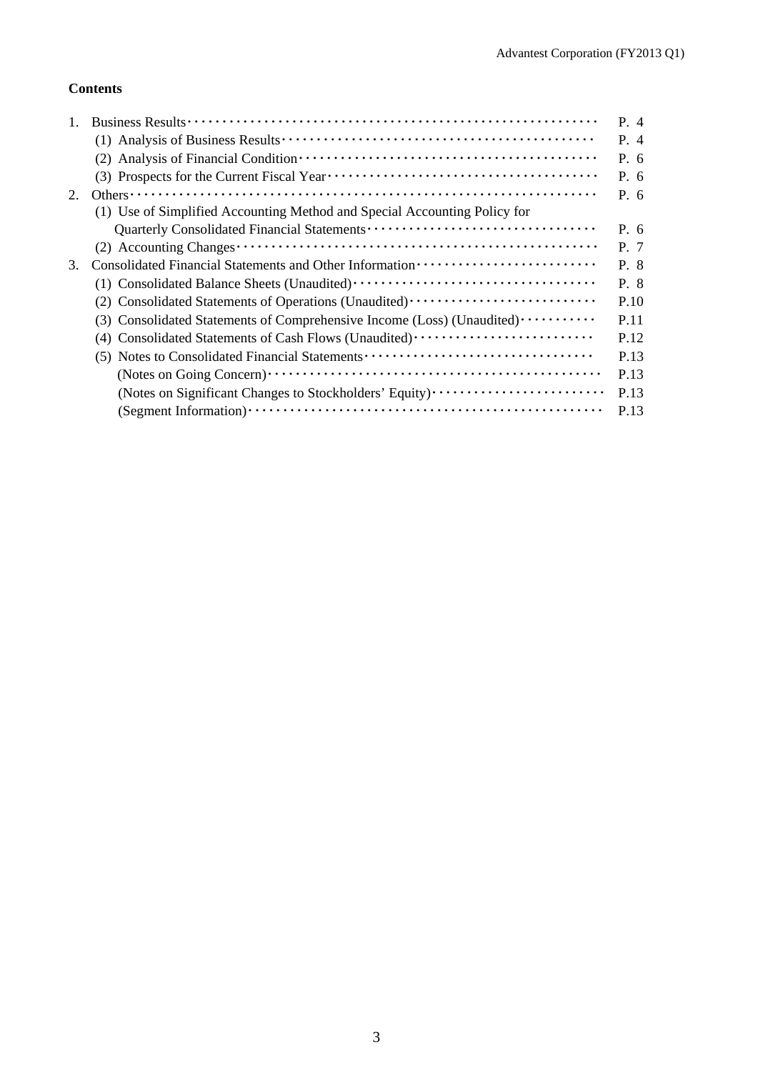**Contents**

| | | |
|---|---|---|
| 1. | Business Results | P. 4 |
| | (1) Analysis of Business Results | P. 4 |
| | (2) Analysis of Financial Condition | P. 6 |
| | (3) Prospects for the Current Fiscal Year | P. 6 |
| 2. | Others | P. 6 |
| | (1) Use of Simplified Accounting Method and Special Accounting Policy for Quarterly Consolidated Financial Statements | P. 6 |
| | (2) Accounting Changes | P. 7 |
| 3. | Consolidated Financial Statements and Other Information | P. 8 |
| | (1) Consolidated Balance Sheets (Unaudited) | P. 8 |
| | (2) Consolidated Statements of Operations (Unaudited) | P.10 |
| | (3) Consolidated Statements of Comprehensive Income (Loss) (Unaudited) | P.11 |
| | (4) Consolidated Statements of Cash Flows (Unaudited) | P.12 |
| | (5) Notes to Consolidated Financial Statements | P.13 |
| | (Notes on Going Concern) | P.13 |
| | (Notes on Significant Changes to Stockholders' Equity) | P.13 |
| | (Segment Information) | P.13 |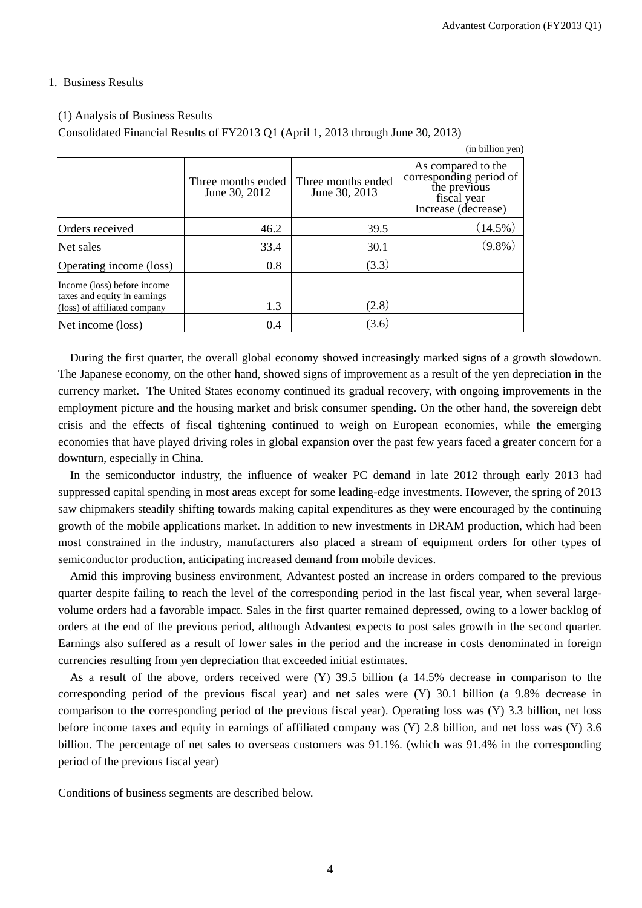## 1. Business Results

### (1) Analysis of Business Results

Consolidated Financial Results of FY2013 Q1 (April 1, 2013 through June 30, 2013)

(in billion yen)

| | Three months ended June 30, 2012 | Three months ended June 30, 2013 | As compared to the corresponding period of the previous fiscal year Increase (decrease) |
|---|---|---|---|
| Orders received | 46.2 | 39.5 | (14.5%) |
| Net sales | 33.4 | 30.1 | (9.8%) |
| Operating income (loss) | 0.8 | (3.3) | — |
| Income (loss) before income taxes and equity in earnings (loss) of affiliated company | 1.3 | (2.8) | — |
| Net income (loss) | 0.4 | (3.6) | — |

During the first quarter, the overall global economy showed increasingly marked signs of a growth slowdown. The Japanese economy, on the other hand, showed signs of improvement as a result of the yen depreciation in the currency market. The United States economy continued its gradual recovery, with ongoing improvements in the employment picture and the housing market and brisk consumer spending. On the other hand, the sovereign debt crisis and the effects of fiscal tightening continued to weigh on European economies, while the emerging economies that have played driving roles in global expansion over the past few years faced a greater concern for a downturn, especially in China.

In the semiconductor industry, the influence of weaker PC demand in late 2012 through early 2013 had suppressed capital spending in most areas except for some leading-edge investments. However, the spring of 2013 saw chipmakers steadily shifting towards making capital expenditures as they were encouraged by the continuing growth of the mobile applications market. In addition to new investments in DRAM production, which had been most constrained in the industry, manufacturers also placed a stream of equipment orders for other types of semiconductor production, anticipating increased demand from mobile devices.

Amid this improving business environment, Advantest posted an increase in orders compared to the previous quarter despite failing to reach the level of the corresponding period in the last fiscal year, when several large-volume orders had a favorable impact. Sales in the first quarter remained depressed, owing to a lower backlog of orders at the end of the previous period, although Advantest expects to post sales growth in the second quarter. Earnings also suffered as a result of lower sales in the period and the increase in costs denominated in foreign currencies resulting from yen depreciation that exceeded initial estimates.

As a result of the above, orders received were (Y) 39.5 billion (a 14.5% decrease in comparison to the corresponding period of the previous fiscal year) and net sales were (Y) 30.1 billion (a 9.8% decrease in comparison to the corresponding period of the previous fiscal year). Operating loss was (Y) 3.3 billion, net loss before income taxes and equity in earnings of affiliated company was (Y) 2.8 billion, and net loss was (Y) 3.6 billion. The percentage of net sales to overseas customers was 91.1%. (which was 91.4% in the corresponding period of the previous fiscal year)

Conditions of business segments are described below.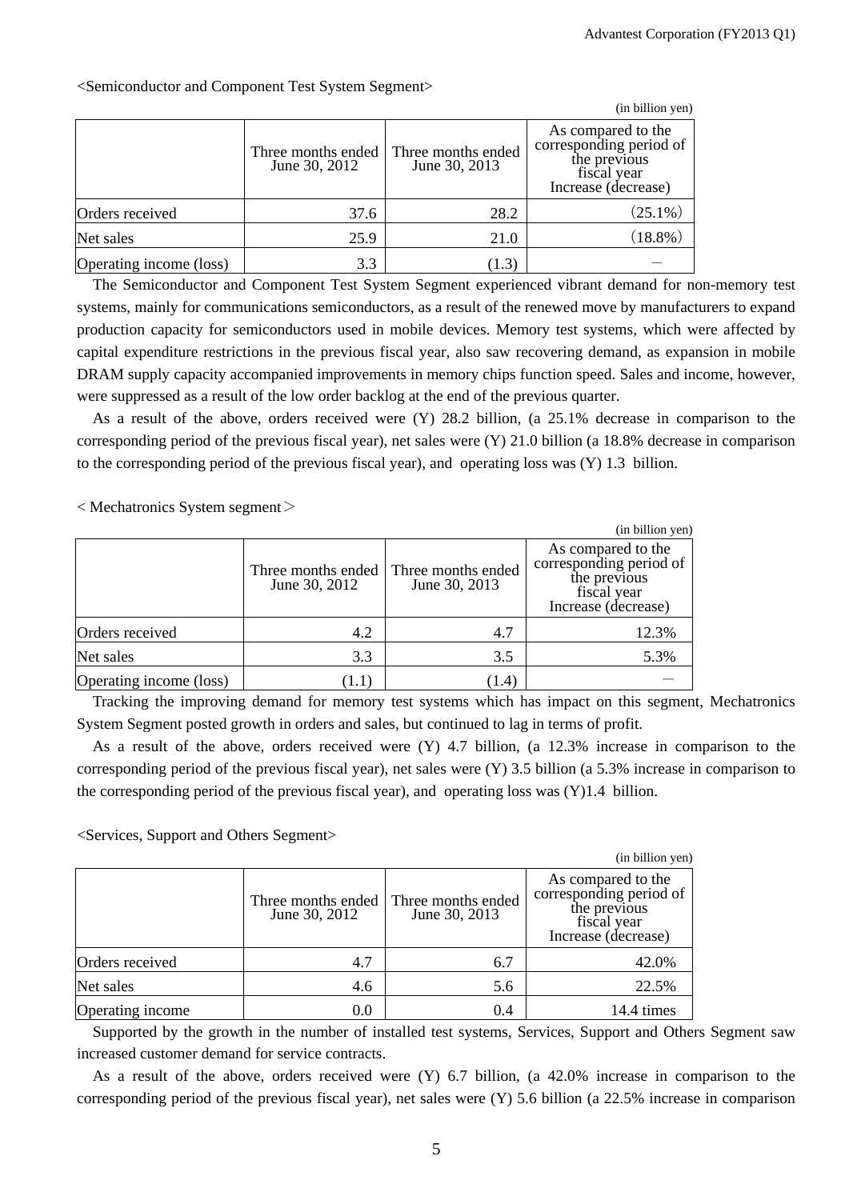<Semiconductor and Component Test System Segment>

(in billion yen)

| | Three months ended June 30, 2012 | Three months ended June 30, 2013 | As compared to the corresponding period of the previous fiscal year Increase (decrease) |
|---|---|---|---|
| Orders received | 37.6 | 28.2 | (25.1%) |
| Net sales | 25.9 | 21.0 | (18.8%) |
| Operating income (loss) | 3.3 | (1.3) | － |

The Semiconductor and Component Test System Segment experienced vibrant demand for non-memory test systems, mainly for communications semiconductors, as a result of the renewed move by manufacturers to expand production capacity for semiconductors used in mobile devices. Memory test systems, which were affected by capital expenditure restrictions in the previous fiscal year, also saw recovering demand, as expansion in mobile DRAM supply capacity accompanied improvements in memory chips function speed. Sales and income, however, were suppressed as a result of the low order backlog at the end of the previous quarter.

As a result of the above, orders received were (Y) 28.2 billion, (a 25.1% decrease in comparison to the corresponding period of the previous fiscal year), net sales were (Y) 21.0 billion (a 18.8% decrease in comparison to the corresponding period of the previous fiscal year), and operating loss was (Y) 1.3 billion.

< Mechatronics System segment＞

(in billion yen)

| | Three months ended June 30, 2012 | Three months ended June 30, 2013 | As compared to the corresponding period of the previous fiscal year Increase (decrease) |
|---|---|---|---|
| Orders received | 4.2 | 4.7 | 12.3% |
| Net sales | 3.3 | 3.5 | 5.3% |
| Operating income (loss) | (1.1) | (1.4) | － |

Tracking the improving demand for memory test systems which has impact on this segment, Mechatronics System Segment posted growth in orders and sales, but continued to lag in terms of profit.

As a result of the above, orders received were (Y) 4.7 billion, (a 12.3% increase in comparison to the corresponding period of the previous fiscal year), net sales were (Y) 3.5 billion (a 5.3% increase in comparison to the corresponding period of the previous fiscal year), and operating loss was (Y)1.4 billion.

<Services, Support and Others Segment>

(in billion yen)

| | Three months ended June 30, 2012 | Three months ended June 30, 2013 | As compared to the corresponding period of the previous fiscal year Increase (decrease) |
|---|---|---|---|
| Orders received | 4.7 | 6.7 | 42.0% |
| Net sales | 4.6 | 5.6 | 22.5% |
| Operating income | 0.0 | 0.4 | 14.4 times |

Supported by the growth in the number of installed test systems, Services, Support and Others Segment saw increased customer demand for service contracts.

As a result of the above, orders received were (Y) 6.7 billion, (a 42.0% increase in comparison to the corresponding period of the previous fiscal year), net sales were (Y) 5.6 billion (a 22.5% increase in comparison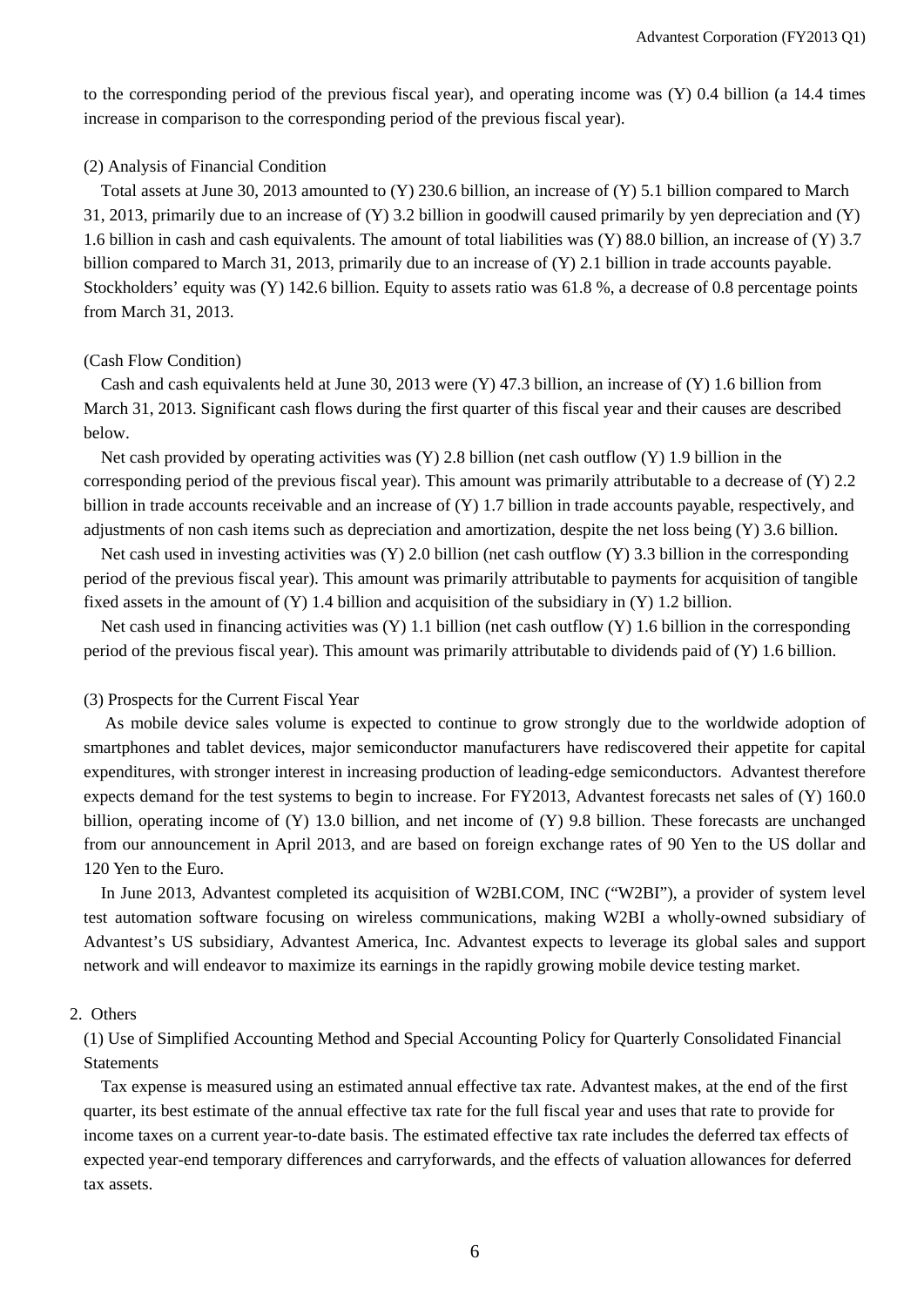to the corresponding period of the previous fiscal year), and operating income was (Y) 0.4 billion (a 14.4 times increase in comparison to the corresponding period of the previous fiscal year).

(2) Analysis of Financial Condition

Total assets at June 30, 2013 amounted to (Y) 230.6 billion, an increase of (Y) 5.1 billion compared to March 31, 2013, primarily due to an increase of (Y) 3.2 billion in goodwill caused primarily by yen depreciation and (Y) 1.6 billion in cash and cash equivalents. The amount of total liabilities was (Y) 88.0 billion, an increase of (Y) 3.7 billion compared to March 31, 2013, primarily due to an increase of (Y) 2.1 billion in trade accounts payable. Stockholders' equity was (Y) 142.6 billion. Equity to assets ratio was 61.8 %, a decrease of 0.8 percentage points from March 31, 2013.

(Cash Flow Condition)

Cash and cash equivalents held at June 30, 2013 were (Y) 47.3 billion, an increase of (Y) 1.6 billion from March 31, 2013. Significant cash flows during the first quarter of this fiscal year and their causes are described below.

Net cash provided by operating activities was (Y) 2.8 billion (net cash outflow (Y) 1.9 billion in the corresponding period of the previous fiscal year). This amount was primarily attributable to a decrease of (Y) 2.2 billion in trade accounts receivable and an increase of (Y) 1.7 billion in trade accounts payable, respectively, and adjustments of non cash items such as depreciation and amortization, despite the net loss being (Y) 3.6 billion.

Net cash used in investing activities was (Y) 2.0 billion (net cash outflow (Y) 3.3 billion in the corresponding period of the previous fiscal year). This amount was primarily attributable to payments for acquisition of tangible fixed assets in the amount of (Y) 1.4 billion and acquisition of the subsidiary in (Y) 1.2 billion.

Net cash used in financing activities was (Y) 1.1 billion (net cash outflow (Y) 1.6 billion in the corresponding period of the previous fiscal year). This amount was primarily attributable to dividends paid of (Y) 1.6 billion.

(3) Prospects for the Current Fiscal Year

As mobile device sales volume is expected to continue to grow strongly due to the worldwide adoption of smartphones and tablet devices, major semiconductor manufacturers have rediscovered their appetite for capital expenditures, with stronger interest in increasing production of leading-edge semiconductors. Advantest therefore expects demand for the test systems to begin to increase. For FY2013, Advantest forecasts net sales of (Y) 160.0 billion, operating income of (Y) 13.0 billion, and net income of (Y) 9.8 billion. These forecasts are unchanged from our announcement in April 2013, and are based on foreign exchange rates of 90 Yen to the US dollar and 120 Yen to the Euro.

In June 2013, Advantest completed its acquisition of W2BI.COM, INC ("W2BI"), a provider of system level test automation software focusing on wireless communications, making W2BI a wholly-owned subsidiary of Advantest's US subsidiary, Advantest America, Inc. Advantest expects to leverage its global sales and support network and will endeavor to maximize its earnings in the rapidly growing mobile device testing market.

2. Others

(1) Use of Simplified Accounting Method and Special Accounting Policy for Quarterly Consolidated Financial Statements

Tax expense is measured using an estimated annual effective tax rate. Advantest makes, at the end of the first quarter, its best estimate of the annual effective tax rate for the full fiscal year and uses that rate to provide for income taxes on a current year-to-date basis. The estimated effective tax rate includes the deferred tax effects of expected year-end temporary differences and carryforwards, and the effects of valuation allowances for deferred tax assets.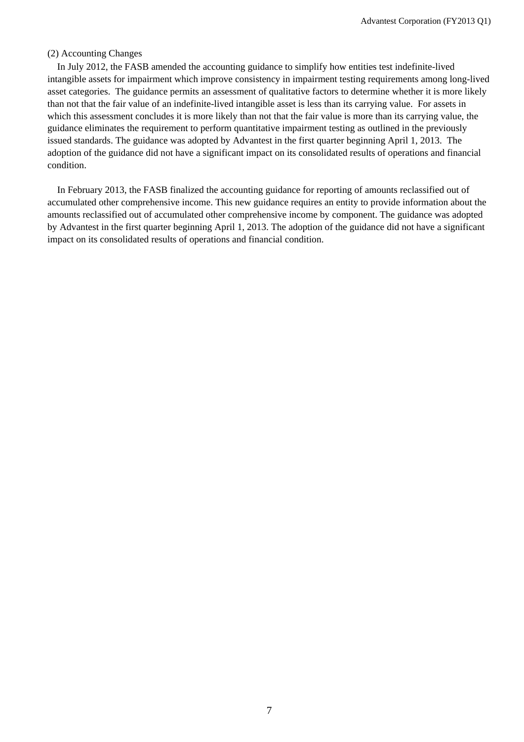(2) Accounting Changes

In July 2012, the FASB amended the accounting guidance to simplify how entities test indefinite-lived intangible assets for impairment which improve consistency in impairment testing requirements among long-lived asset categories. The guidance permits an assessment of qualitative factors to determine whether it is more likely than not that the fair value of an indefinite-lived intangible asset is less than its carrying value. For assets in which this assessment concludes it is more likely than not that the fair value is more than its carrying value, the guidance eliminates the requirement to perform quantitative impairment testing as outlined in the previously issued standards. The guidance was adopted by Advantest in the first quarter beginning April 1, 2013. The adoption of the guidance did not have a significant impact on its consolidated results of operations and financial condition.

In February 2013, the FASB finalized the accounting guidance for reporting of amounts reclassified out of accumulated other comprehensive income. This new guidance requires an entity to provide information about the amounts reclassified out of accumulated other comprehensive income by component. The guidance was adopted by Advantest in the first quarter beginning April 1, 2013. The adoption of the guidance did not have a significant impact on its consolidated results of operations and financial condition.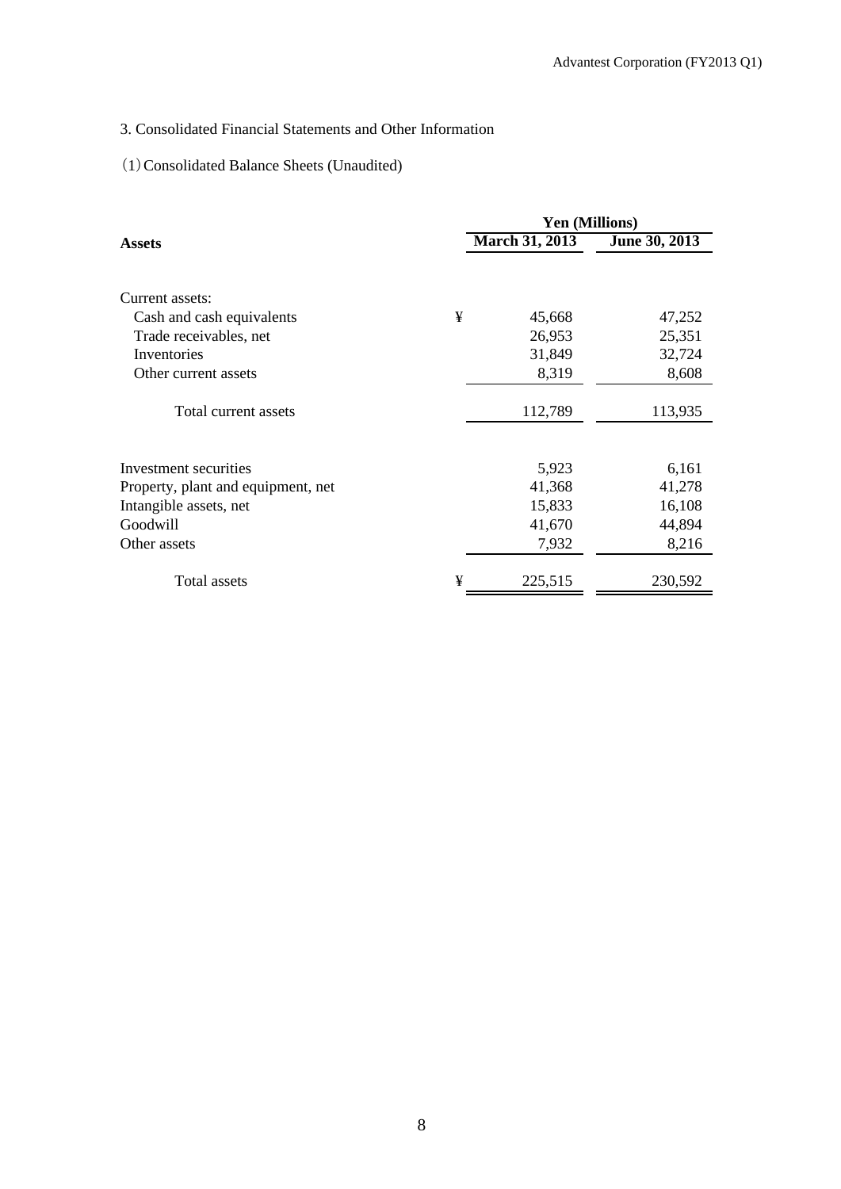## 3. Consolidated Financial Statements and Other Information

### (1) Consolidated Balance Sheets (Unaudited)

| Assets | | Yen (Millions) | |
|---|---|---|---|
| | | March 31, 2013 | June 30, 2013 |
| Current assets: | | | |
| Cash and cash equivalents | ¥ | 45,668 | 47,252 |
| Trade receivables, net | | 26,953 | 25,351 |
| Inventories | | 31,849 | 32,724 |
| Other current assets | | 8,319 | 8,608 |
| Total current assets | | 112,789 | 113,935 |
| Investment securities | | 5,923 | 6,161 |
| Property, plant and equipment, net | | 41,368 | 41,278 |
| Intangible assets, net | | 15,833 | 16,108 |
| Goodwill | | 41,670 | 44,894 |
| Other assets | | 7,932 | 8,216 |
| Total assets | ¥ | 225,515 | 230,592 |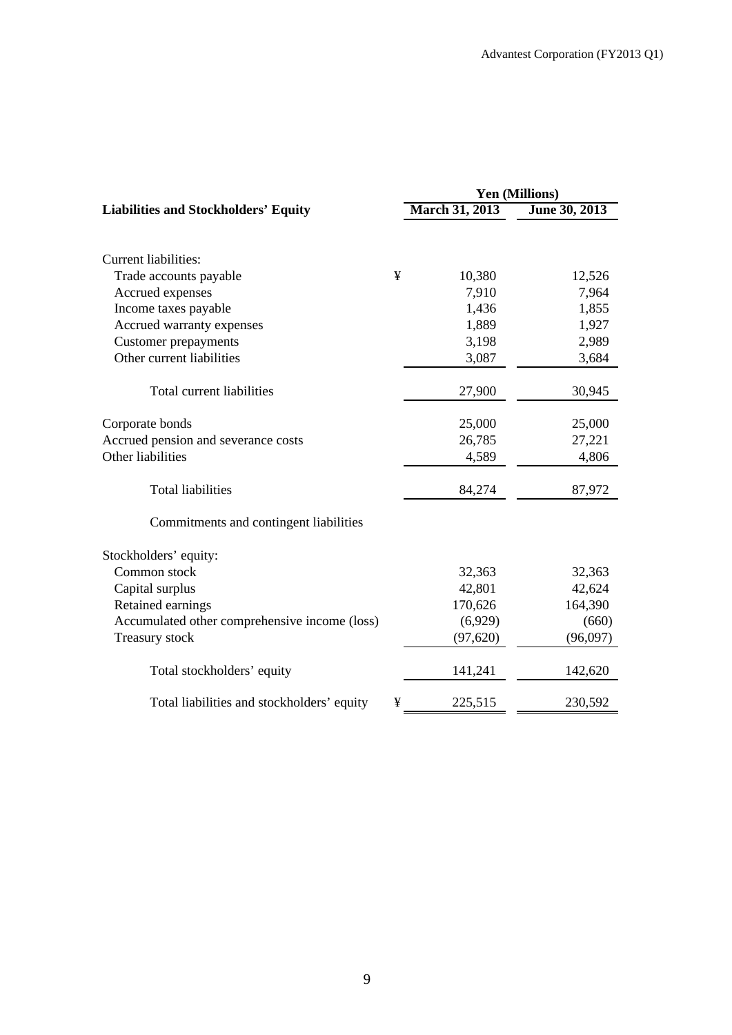| Liabilities and Stockholders' Equity | | Yen (Millions) | |
|---|---|---|---|
| | | March 31, 2013 | June 30, 2013 |
| Current liabilities: | | | |
| Trade accounts payable | ¥ | 10,380 | 12,526 |
| Accrued expenses | | 7,910 | 7,964 |
| Income taxes payable | | 1,436 | 1,855 |
| Accrued warranty expenses | | 1,889 | 1,927 |
| Customer prepayments | | 3,198 | 2,989 |
| Other current liabilities | | 3,087 | 3,684 |
| Total current liabilities | | 27,900 | 30,945 |
| Corporate bonds | | 25,000 | 25,000 |
| Accrued pension and severance costs | | 26,785 | 27,221 |
| Other liabilities | | 4,589 | 4,806 |
| Total liabilities | | 84,274 | 87,972 |
| Commitments and contingent liabilities | | | |
| Stockholders' equity: | | | |
| Common stock | | 32,363 | 32,363 |
| Capital surplus | | 42,801 | 42,624 |
| Retained earnings | | 170,626 | 164,390 |
| Accumulated other comprehensive income (loss) | | (6,929) | (660) |
| Treasury stock | | (97,620) | (96,097) |
| Total stockholders' equity | | 141,241 | 142,620 |
| Total liabilities and stockholders' equity | ¥ | 225,515 | 230,592 |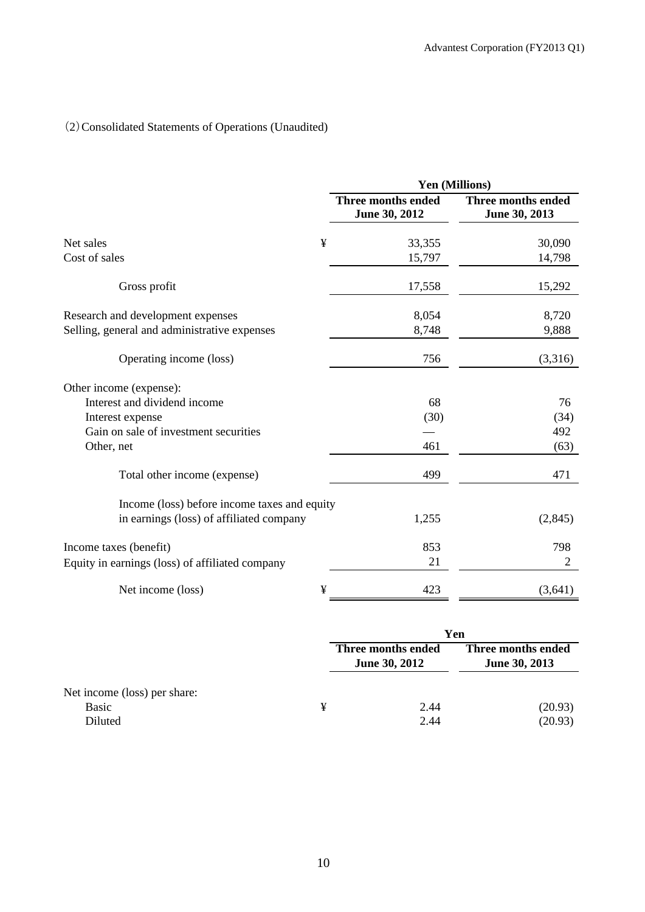(2) Consolidated Statements of Operations (Unaudited)

| | | Yen (Millions) | |
|---|---|---|---|
| | | Three months ended June 30, 2012 | Three months ended June 30, 2013 |
| Net sales | ¥ | 33,355 | 30,090 |
| Cost of sales | | 15,797 | 14,798 |
| Gross profit | | 17,558 | 15,292 |
| Research and development expenses | | 8,054 | 8,720 |
| Selling, general and administrative expenses | | 8,748 | 9,888 |
| Operating income (loss) | | 756 | (3,316) |
| Other income (expense): | | | |
| Interest and dividend income | | 68 | 76 |
| Interest expense | | (30) | (34) |
| Gain on sale of investment securities | | — | 492 |
| Other, net | | 461 | (63) |
| Total other income (expense) | | 499 | 471 |
| Income (loss) before income taxes and equity in earnings (loss) of affiliated company | | 1,255 | (2,845) |
| Income taxes (benefit) | | 853 | 798 |
| Equity in earnings (loss) of affiliated company | | 21 | 2 |
| Net income (loss) | ¥ | 423 | (3,641) |

| | | Yen | |
|---|---|---|---|
| | | Three months ended June 30, 2012 | Three months ended June 30, 2013 |
| Net income (loss) per share: | | | |
| Basic | ¥ | 2.44 | (20.93) |
| Diluted | | 2.44 | (20.93) |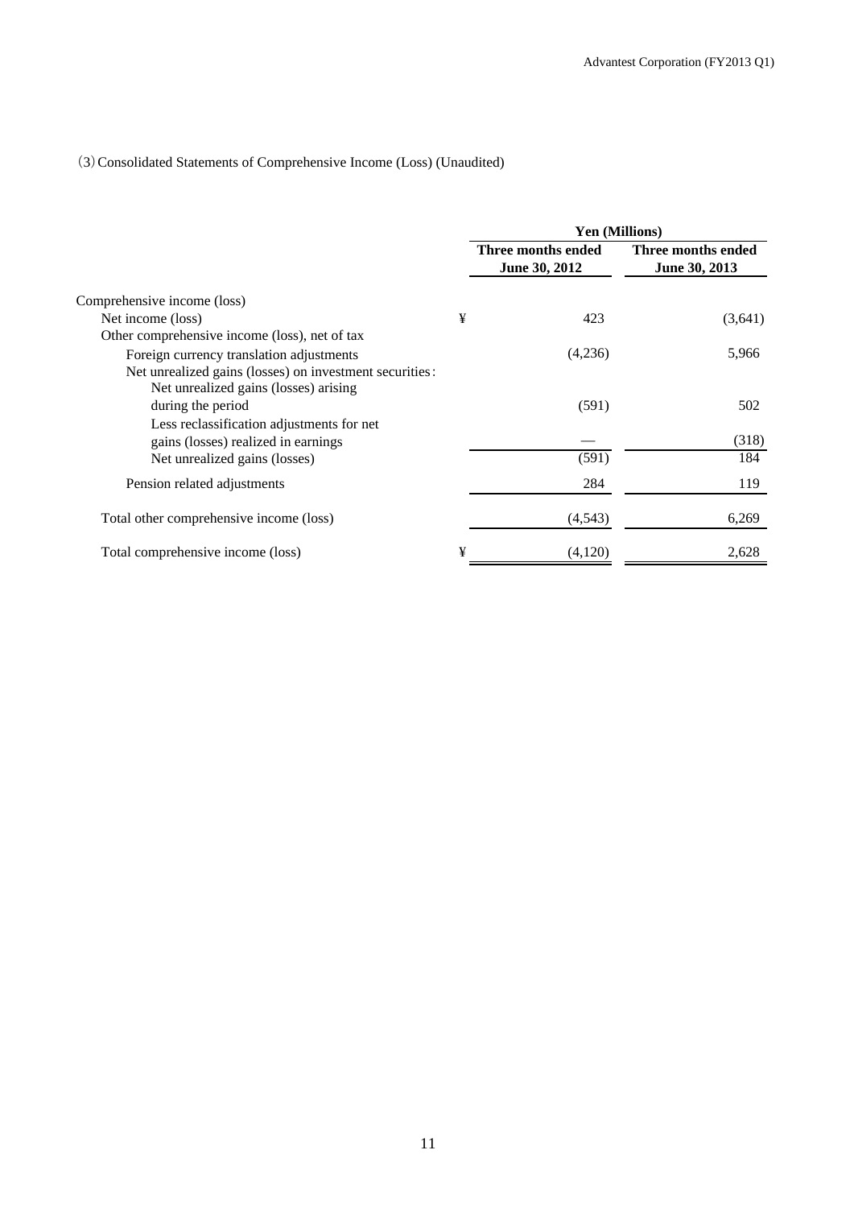(3) Consolidated Statements of Comprehensive Income (Loss) (Unaudited)

| | | Yen (Millions) | |
|---|---|---|---|
| | | Three months ended June 30, 2012 | Three months ended June 30, 2013 |
| Comprehensive income (loss) | | | |
| Net income (loss) | ¥ | 423 | (3,641) |
| Other comprehensive income (loss), net of tax | | | |
| Foreign currency translation adjustments | | (4,236) | 5,966 |
| Net unrealized gains (losses) on investment securities: | | | |
| Net unrealized gains (losses) arising during the period | | (591) | 502 |
| Less reclassification adjustments for net gains (losses) realized in earnings | | — | (318) |
| Net unrealized gains (losses) | | (591) | 184 |
| Pension related adjustments | | 284 | 119 |
| Total other comprehensive income (loss) | | (4,543) | 6,269 |
| Total comprehensive income (loss) | ¥ | (4,120) | 2,628 |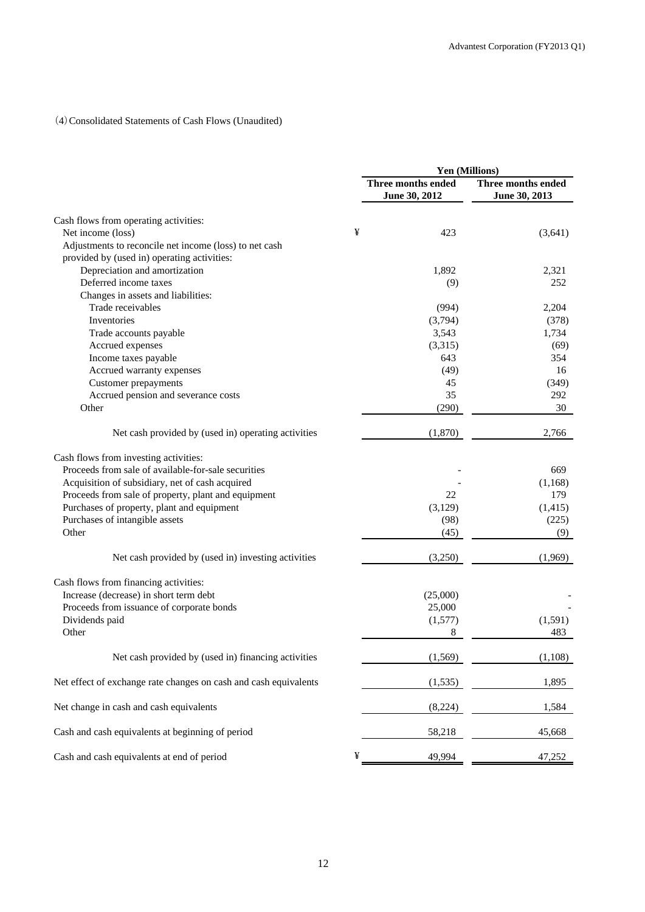(4) Consolidated Statements of Cash Flows (Unaudited)

| | Yen (Millions) | |
|---|---|---|
| | Three months ended June 30, 2012 | Three months ended June 30, 2013 |
| Cash flows from operating activities: | | |
| Net income (loss) | ¥ 423 | (3,641) |
| Adjustments to reconcile net income (loss) to net cash provided by (used in) operating activities: | | |
| Depreciation and amortization | 1,892 | 2,321 |
| Deferred income taxes | (9) | 252 |
| Changes in assets and liabilities: | | |
| Trade receivables | (994) | 2,204 |
| Inventories | (3,794) | (378) |
| Trade accounts payable | 3,543 | 1,734 |
| Accrued expenses | (3,315) | (69) |
| Income taxes payable | 643 | 354 |
| Accrued warranty expenses | (49) | 16 |
| Customer prepayments | 45 | (349) |
| Accrued pension and severance costs | 35 | 292 |
| Other | (290) | 30 |
| Net cash provided by (used in) operating activities | (1,870) | 2,766 |
| Cash flows from investing activities: | | |
| Proceeds from sale of available-for-sale securities | - | 669 |
| Acquisition of subsidiary, net of cash acquired | - | (1,168) |
| Proceeds from sale of property, plant and equipment | 22 | 179 |
| Purchases of property, plant and equipment | (3,129) | (1,415) |
| Purchases of intangible assets | (98) | (225) |
| Other | (45) | (9) |
| Net cash provided by (used in) investing activities | (3,250) | (1,969) |
| Cash flows from financing activities: | | |
| Increase (decrease) in short term debt | (25,000) | - |
| Proceeds from issuance of corporate bonds | 25,000 | - |
| Dividends paid | (1,577) | (1,591) |
| Other | 8 | 483 |
| Net cash provided by (used in) financing activities | (1,569) | (1,108) |
| Net effect of exchange rate changes on cash and cash equivalents | (1,535) | 1,895 |
| Net change in cash and cash equivalents | (8,224) | 1,584 |
| Cash and cash equivalents at beginning of period | 58,218 | 45,668 |
| Cash and cash equivalents at end of period | ¥ 49,994 | 47,252 |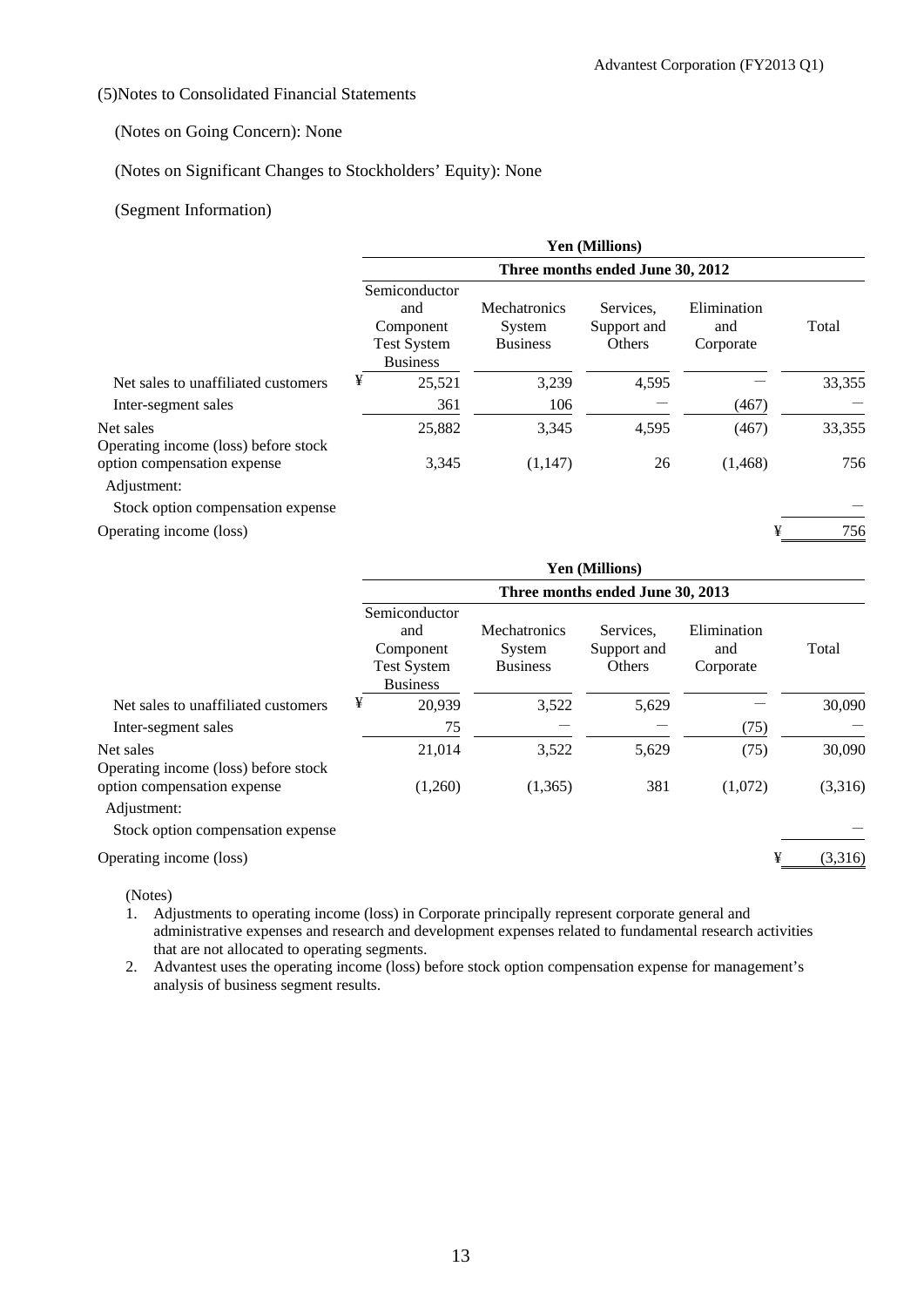(5)Notes to Consolidated Financial Statements

(Notes on Going Concern): None

(Notes on Significant Changes to Stockholders' Equity): None

(Segment Information)

| | Yen (Millions) | | | | |
|---|---|---|---|---|---|
| | Three months ended June 30, 2012 | | | | |
| | Semiconductor and Component Test System Business | Mechatronics System Business | Services, Support and Others | Elimination and Corporate | Total |
| Net sales to unaffiliated customers | ¥ 25,521 | 3,239 | 4,595 | — | 33,355 |
| Inter-segment sales | 361 | 106 | — | (467) | — |
| Net sales | 25,882 | 3,345 | 4,595 | (467) | 33,355 |
| Operating income (loss) before stock option compensation expense | 3,345 | (1,147) | 26 | (1,468) | 756 |
| Adjustment: | | | | | |
| Stock option compensation expense | | | | | — |
| Operating income (loss) | | | | | ¥ 756 |

| | Yen (Millions) | | | | |
|---|---|---|---|---|---|
| | Three months ended June 30, 2013 | | | | |
| | Semiconductor and Component Test System Business | Mechatronics System Business | Services, Support and Others | Elimination and Corporate | Total |
| Net sales to unaffiliated customers | ¥ 20,939 | 3,522 | 5,629 | — | 30,090 |
| Inter-segment sales | 75 | — | — | (75) | — |
| Net sales | 21,014 | 3,522 | 5,629 | (75) | 30,090 |
| Operating income (loss) before stock option compensation expense | (1,260) | (1,365) | 381 | (1,072) | (3,316) |
| Adjustment: | | | | | |
| Stock option compensation expense | | | | | — |
| Operating income (loss) | | | | | ¥ (3,316) |

(Notes)

1. Adjustments to operating income (loss) in Corporate principally represent corporate general and administrative expenses and research and development expenses related to fundamental research activities that are not allocated to operating segments.
2. Advantest uses the operating income (loss) before stock option compensation expense for management's analysis of business segment results.